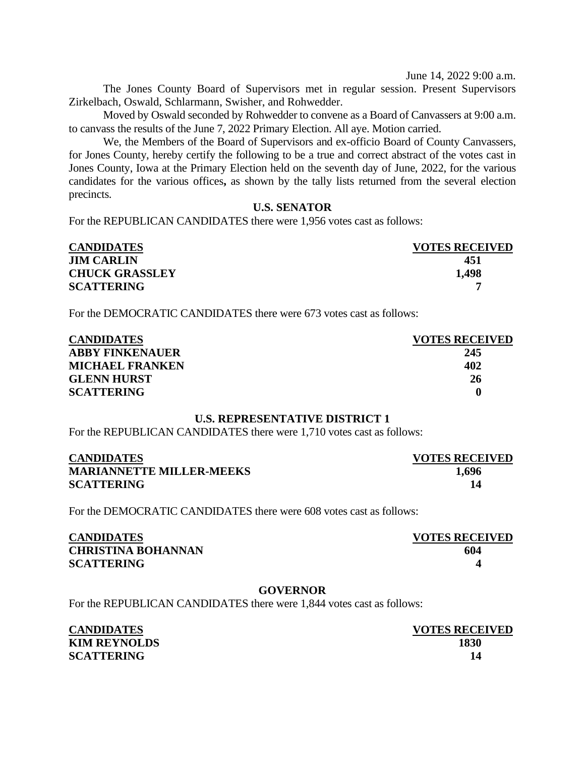June 14, 2022 9:00 a.m.

The Jones County Board of Supervisors met in regular session. Present Supervisors Zirkelbach, Oswald, Schlarmann, Swisher, and Rohwedder.

Moved by Oswald seconded by Rohwedder to convene as a Board of Canvassers at 9:00 a.m. to canvass the results of the June 7, 2022 Primary Election. All aye. Motion carried.

We, the Members of the Board of Supervisors and ex-officio Board of County Canvassers, for Jones County, hereby certify the following to be a true and correct abstract of the votes cast in Jones County, Iowa at the Primary Election held on the seventh day of June, 2022, for the various candidates for the various offices**,** as shown by the tally lists returned from the several election precincts.

## U.S. SENATOR

For the REPUBLICAN CANDIDATES there were 1,956 votes cast as follows:

| CANDIDATES | VOTES RECEIVED |
|---|---|
| **JIM CARLIN** | **451** |
| **CHUCK GRASSLEY** | **1,498** |
| **SCATTERING** | **7** |

For the DEMOCRATIC CANDIDATES there were 673 votes cast as follows:

| CANDIDATES | VOTES RECEIVED |
|---|---|
| **ABBY FINKENAUER** | **245** |
| **MICHAEL FRANKEN** | **402** |
| **GLENN HURST** | **26** |
| **SCATTERING** | **0** |

## U.S. REPRESENTATIVE DISTRICT 1

For the REPUBLICAN CANDIDATES there were 1,710 votes cast as follows:

| CANDIDATES | VOTES RECEIVED |
|---|---|
| **MARIANNETTE MILLER-MEEKS** | **1,696** |
| **SCATTERING** | **14** |

For the DEMOCRATIC CANDIDATES there were 608 votes cast as follows:

| CANDIDATES | VOTES RECEIVED |
|---|---|
| **CHRISTINA BOHANNAN** | **604** |
| **SCATTERING** | **4** |

## GOVERNOR

For the REPUBLICAN CANDIDATES there were 1,844 votes cast as follows:

| CANDIDATES | VOTES RECEIVED |
|---|---|
| **KIM REYNOLDS** | **1830** |
| **SCATTERING** | **14** |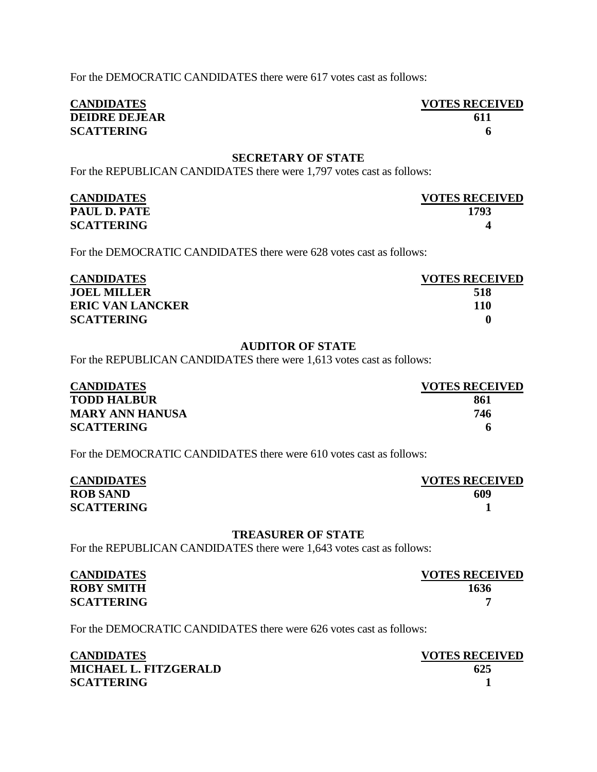For the DEMOCRATIC CANDIDATES there were 617 votes cast as follows:

| CANDIDATES | VOTES RECEIVED |
| --- | --- |
| **DEIDRE DEJEAR** | **611** |
| **SCATTERING** | **6** |

## SECRETARY OF STATE

For the REPUBLICAN CANDIDATES there were 1,797 votes cast as follows:

| CANDIDATES | VOTES RECEIVED |
| --- | --- |
| **PAUL D. PATE** | **1793** |
| **SCATTERING** | **4** |

For the DEMOCRATIC CANDIDATES there were 628 votes cast as follows:

| CANDIDATES | VOTES RECEIVED |
| --- | --- |
| **JOEL MILLER** | **518** |
| **ERIC VAN LANCKER** | **110** |
| **SCATTERING** | **0** |

## AUDITOR OF STATE

For the REPUBLICAN CANDIDATES there were 1,613 votes cast as follows:

| CANDIDATES | VOTES RECEIVED |
| --- | --- |
| **TODD HALBUR** | **861** |
| **MARY ANN HANUSA** | **746** |
| **SCATTERING** | **6** |

For the DEMOCRATIC CANDIDATES there were 610 votes cast as follows:

| CANDIDATES | VOTES RECEIVED |
| --- | --- |
| **ROB SAND** | **609** |
| **SCATTERING** | **1** |

## TREASURER OF STATE

For the REPUBLICAN CANDIDATES there were 1,643 votes cast as follows:

| CANDIDATES | VOTES RECEIVED |
| --- | --- |
| **ROBY SMITH** | **1636** |
| **SCATTERING** | **7** |

For the DEMOCRATIC CANDIDATES there were 626 votes cast as follows:

| CANDIDATES | VOTES RECEIVED |
| --- | --- |
| **MICHAEL L. FITZGERALD** | **625** |
| **SCATTERING** | **1** |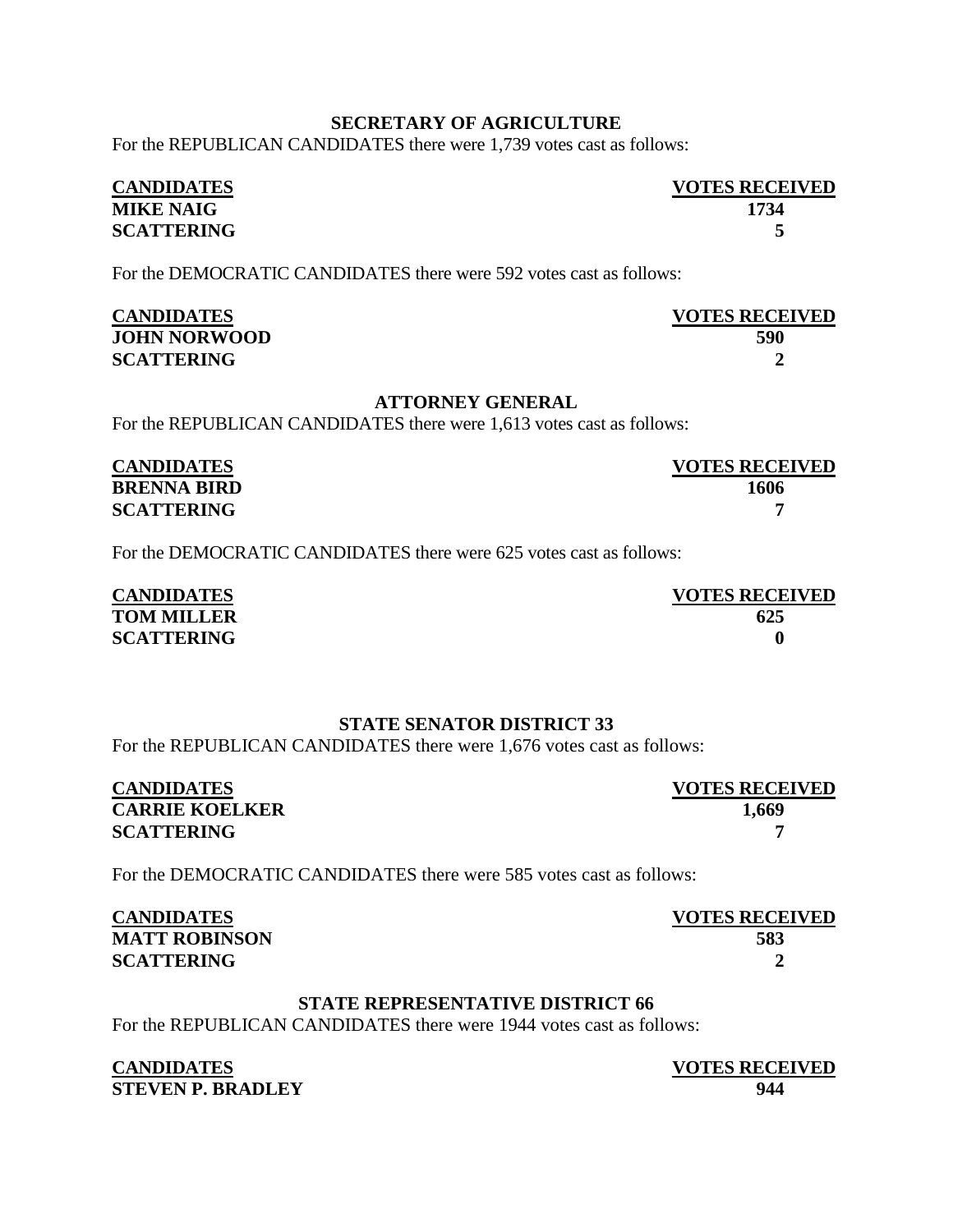## SECRETARY OF AGRICULTURE

For the REPUBLICAN CANDIDATES there were 1,739 votes cast as follows:

| CANDIDATES | VOTES RECEIVED |
|---|---|
| MIKE NAIG | 1734 |
| SCATTERING | 5 |

For the DEMOCRATIC CANDIDATES there were 592 votes cast as follows:

| CANDIDATES | VOTES RECEIVED |
|---|---|
| JOHN NORWOOD | 590 |
| SCATTERING | 2 |

## ATTORNEY GENERAL

For the REPUBLICAN CANDIDATES there were 1,613 votes cast as follows:

| CANDIDATES | VOTES RECEIVED |
|---|---|
| BRENNA BIRD | 1606 |
| SCATTERING | 7 |

For the DEMOCRATIC CANDIDATES there were 625 votes cast as follows:

| CANDIDATES | VOTES RECEIVED |
|---|---|
| TOM MILLER | 625 |
| SCATTERING | 0 |

## STATE SENATOR DISTRICT 33

For the REPUBLICAN CANDIDATES there were 1,676 votes cast as follows:

| CANDIDATES | VOTES RECEIVED |
|---|---|
| CARRIE KOELKER | 1,669 |
| SCATTERING | 7 |

For the DEMOCRATIC CANDIDATES there were 585 votes cast as follows:

| CANDIDATES | VOTES RECEIVED |
|---|---|
| MATT ROBINSON | 583 |
| SCATTERING | 2 |

## STATE REPRESENTATIVE DISTRICT 66

For the REPUBLICAN CANDIDATES there were 1944 votes cast as follows:

| CANDIDATES | VOTES RECEIVED |
|---|---|
| STEVEN P. BRADLEY | 944 |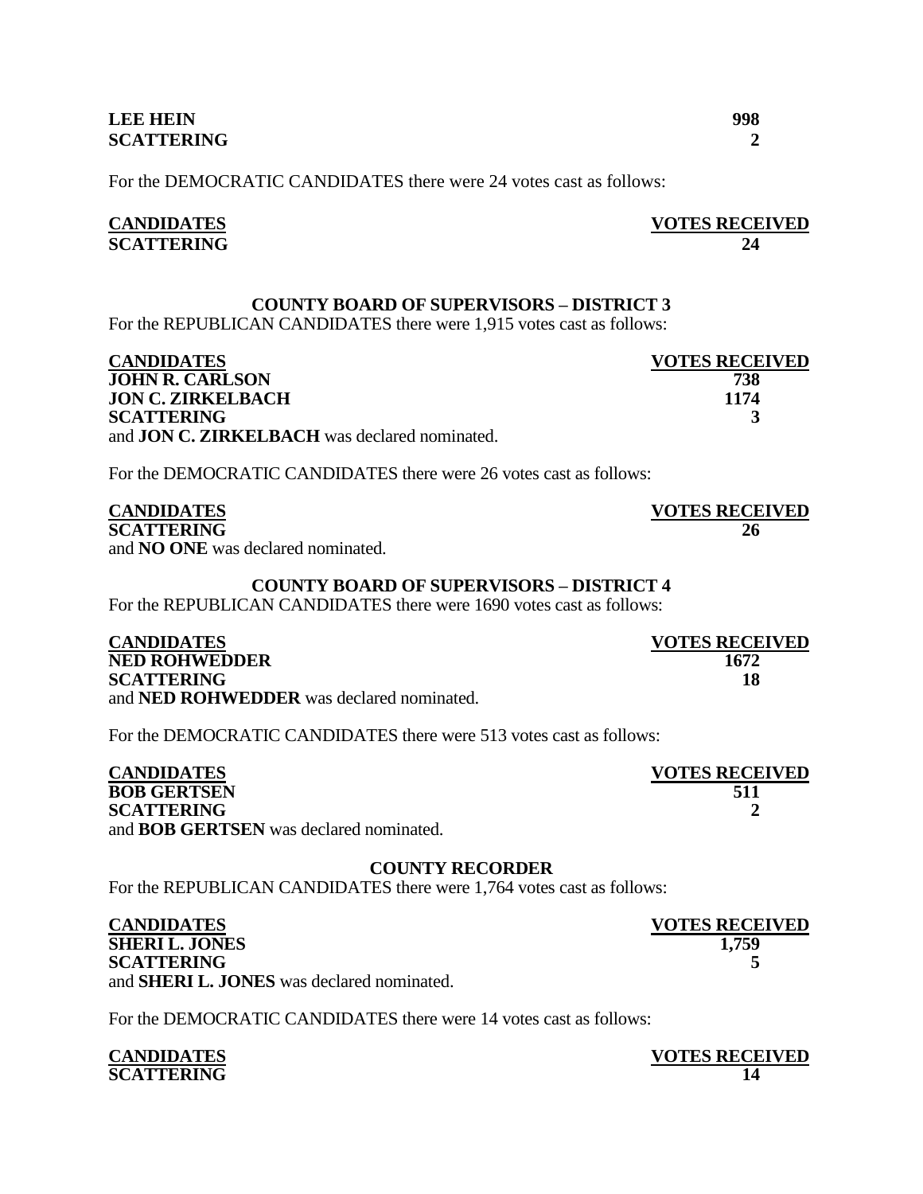| | |
|---|---|
| **LEE HEIN** | **998** |
| **SCATTERING** | **2** |

For the DEMOCRATIC CANDIDATES there were 24 votes cast as follows:

| CANDIDATES | VOTES RECEIVED |
|---|---|
| **SCATTERING** | **24** |

## COUNTY BOARD OF SUPERVISORS – DISTRICT 3

For the REPUBLICAN CANDIDATES there were 1,915 votes cast as follows:

| CANDIDATES | VOTES RECEIVED |
|---|---|
| **JOHN R. CARLSON** | **738** |
| **JON C. ZIRKELBACH** | **1174** |
| **SCATTERING** | **3** |

and **JON C. ZIRKELBACH** was declared nominated.

For the DEMOCRATIC CANDIDATES there were 26 votes cast as follows:

| CANDIDATES | VOTES RECEIVED |
|---|---|
| **SCATTERING** | **26** |

and **NO ONE** was declared nominated.

## COUNTY BOARD OF SUPERVISORS – DISTRICT 4

For the REPUBLICAN CANDIDATES there were 1690 votes cast as follows:

| CANDIDATES | VOTES RECEIVED |
|---|---|
| **NED ROHWEDDER** | **1672** |
| **SCATTERING** | **18** |

and **NED ROHWEDDER** was declared nominated.

For the DEMOCRATIC CANDIDATES there were 513 votes cast as follows:

| CANDIDATES | VOTES RECEIVED |
|---|---|
| **BOB GERTSEN** | **511** |
| **SCATTERING** | **2** |

and **BOB GERTSEN** was declared nominated.

## COUNTY RECORDER

For the REPUBLICAN CANDIDATES there were 1,764 votes cast as follows:

| CANDIDATES | VOTES RECEIVED |
|---|---|
| **SHERI L. JONES** | **1,759** |
| **SCATTERING** | **5** |

and **SHERI L. JONES** was declared nominated.

For the DEMOCRATIC CANDIDATES there were 14 votes cast as follows:

| CANDIDATES | VOTES RECEIVED |
|---|---|
| **SCATTERING** | **14** |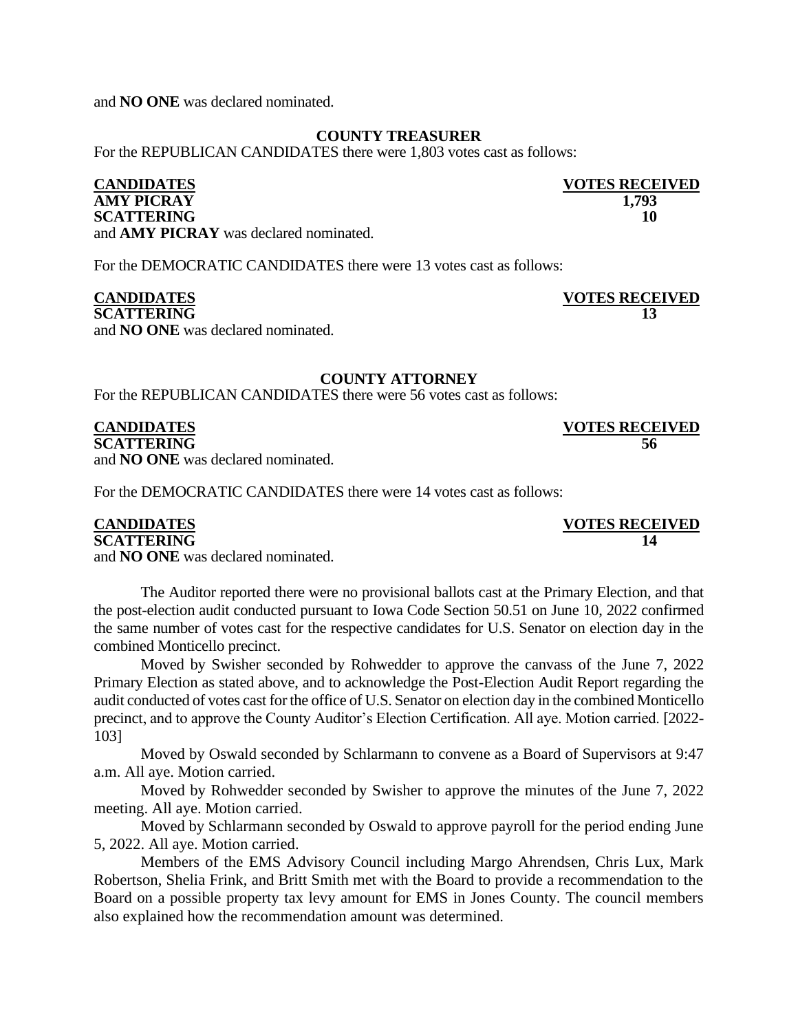and **NO ONE** was declared nominated.

**COUNTY TREASURER**

For the REPUBLICAN CANDIDATES there were 1,803 votes cast as follows:

| CANDIDATES | VOTES RECEIVED |
| --- | --- |
| **AMY PICRAY** | **1,793** |
| **SCATTERING** | **10** |

and **AMY PICRAY** was declared nominated.

For the DEMOCRATIC CANDIDATES there were 13 votes cast as follows:

| CANDIDATES | VOTES RECEIVED |
| --- | --- |
| **SCATTERING** | **13** |

and **NO ONE** was declared nominated.

**COUNTY ATTORNEY**

For the REPUBLICAN CANDIDATES there were 56 votes cast as follows:

| CANDIDATES | VOTES RECEIVED |
| --- | --- |
| **SCATTERING** | **56** |

and **NO ONE** was declared nominated.

For the DEMOCRATIC CANDIDATES there were 14 votes cast as follows:

| CANDIDATES | VOTES RECEIVED |
| --- | --- |
| **SCATTERING** | **14** |

and **NO ONE** was declared nominated.

The Auditor reported there were no provisional ballots cast at the Primary Election, and that the post-election audit conducted pursuant to Iowa Code Section 50.51 on June 10, 2022 confirmed the same number of votes cast for the respective candidates for U.S. Senator on election day in the combined Monticello precinct.

Moved by Swisher seconded by Rohwedder to approve the canvass of the June 7, 2022 Primary Election as stated above, and to acknowledge the Post-Election Audit Report regarding the audit conducted of votes cast for the office of U.S. Senator on election day in the combined Monticello precinct, and to approve the County Auditor's Election Certification. All aye. Motion carried. [2022-103]

Moved by Oswald seconded by Schlarmann to convene as a Board of Supervisors at 9:47 a.m. All aye. Motion carried.

Moved by Rohwedder seconded by Swisher to approve the minutes of the June 7, 2022 meeting. All aye. Motion carried.

Moved by Schlarmann seconded by Oswald to approve payroll for the period ending June 5, 2022. All aye. Motion carried.

Members of the EMS Advisory Council including Margo Ahrendsen, Chris Lux, Mark Robertson, Shelia Frink, and Britt Smith met with the Board to provide a recommendation to the Board on a possible property tax levy amount for EMS in Jones County. The council members also explained how the recommendation amount was determined.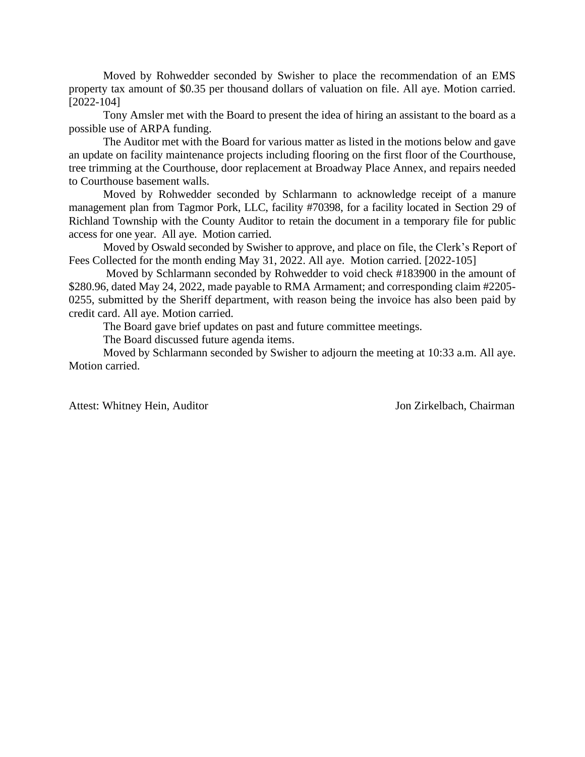Moved by Rohwedder seconded by Swisher to place the recommendation of an EMS property tax amount of $0.35 per thousand dollars of valuation on file. All aye. Motion carried. [2022-104]

Tony Amsler met with the Board to present the idea of hiring an assistant to the board as a possible use of ARPA funding.

The Auditor met with the Board for various matter as listed in the motions below and gave an update on facility maintenance projects including flooring on the first floor of the Courthouse, tree trimming at the Courthouse, door replacement at Broadway Place Annex, and repairs needed to Courthouse basement walls.

Moved by Rohwedder seconded by Schlarmann to acknowledge receipt of a manure management plan from Tagmor Pork, LLC, facility #70398, for a facility located in Section 29 of Richland Township with the County Auditor to retain the document in a temporary file for public access for one year. All aye. Motion carried.

Moved by Oswald seconded by Swisher to approve, and place on file, the Clerk's Report of Fees Collected for the month ending May 31, 2022. All aye. Motion carried. [2022-105]

Moved by Schlarmann seconded by Rohwedder to void check #183900 in the amount of $280.96, dated May 24, 2022, made payable to RMA Armament; and corresponding claim #2205-0255, submitted by the Sheriff department, with reason being the invoice has also been paid by credit card. All aye. Motion carried.

The Board gave brief updates on past and future committee meetings.

The Board discussed future agenda items.

Moved by Schlarmann seconded by Swisher to adjourn the meeting at 10:33 a.m. All aye. Motion carried.

Attest: Whitney Hein, Auditor

Jon Zirkelbach, Chairman